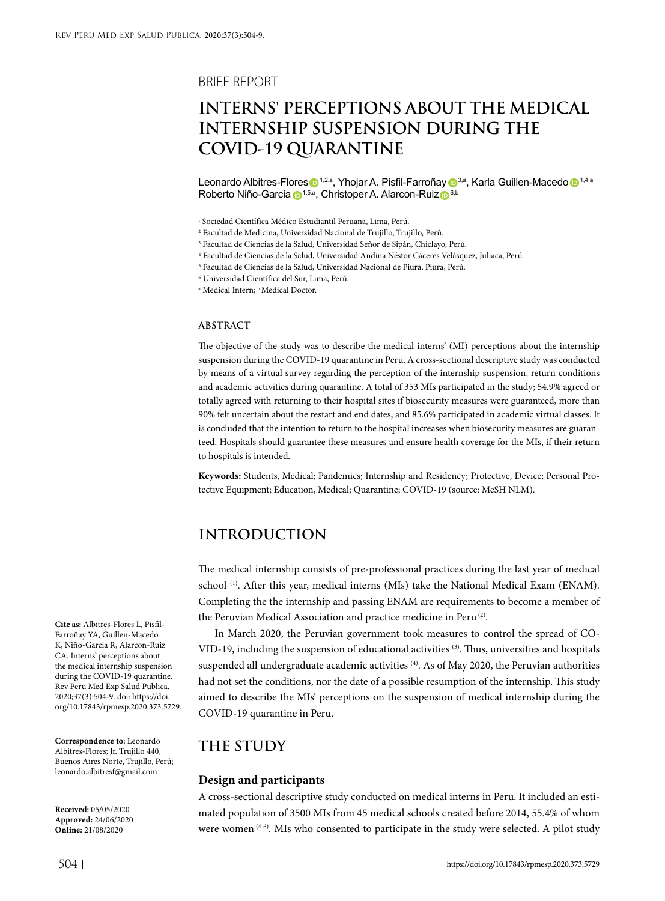BRIEF REPORT

# INTERNS' PERCEPTIONS ABOUT THE MEDICAL INTERNSHIP SUSPENSION DURING THE COVID-19 QUARANTINE

Leonardo Albitres-Flores[1,2,a], Yhojar A. Pisfil-Farroñay[3,a], Karla Guillen-Macedo[1,4,a], Roberto Niño-Garcia[1,5,a], Christoper A. Alarcon-Ruiz[6,b]

[1] Sociedad Científica Médico Estudiantil Peruana, Lima, Perú.
[2] Facultad de Medicina, Universidad Nacional de Trujillo, Trujillo, Perú.
[3] Facultad de Ciencias de la Salud, Universidad Señor de Sipán, Chiclayo, Perú.
[4] Facultad de Ciencias de la Salud, Universidad Andina Néstor Cáceres Velásquez, Juliaca, Perú.
[5] Facultad de Ciencias de la Salud, Universidad Nacional de Piura, Piura, Perú.
[6] Universidad Científica del Sur, Lima, Perú.
[a] Medical Intern; [b] Medical Doctor.

**Cite as:** Albitres-Flores L, Pisfil-Farroñay YA, Guillen-Macedo K, Niño-Garcia R, Alarcon-Ruiz CA. Interns' perceptions about the medical internship suspension during the COVID-19 quarantine. Rev Peru Med Exp Salud Publica. 2020;37(3):504-9. doi: https://doi.org/10.17843/rpmesp.2020.373.5729.

**Correspondence to:** Leonardo Albitres-Flores; Jr. Trujillo 440, Buenos Aires Norte, Trujillo, Perú; leonardo.albitresf@gmail.com

**Received:** 05/05/2020
**Approved:** 24/06/2020
**Online:** 21/08/2020

### ABSTRACT

The objective of the study was to describe the medical interns' (MI) perceptions about the internship suspension during the COVID-19 quarantine in Peru. A cross-sectional descriptive study was conducted by means of a virtual survey regarding the perception of the internship suspension, return conditions and academic activities during quarantine. A total of 353 MIs participated in the study; 54.9% agreed or totally agreed with returning to their hospital sites if biosecurity measures were guaranteed, more than 90% felt uncertain about the restart and end dates, and 85.6% participated in academic virtual classes. It is concluded that the intention to return to the hospital increases when biosecurity measures are guaranteed. Hospitals should guarantee these measures and ensure health coverage for the MIs, if their return to hospitals is intended.

**Keywords:** Students, Medical; Pandemics; Internship and Residency; Protective, Device; Personal Protective Equipment; Education, Medical; Quarantine; COVID-19 (source: MeSH NLM).

## INTRODUCTION

The medical internship consists of pre-professional practices during the last year of medical school [(1)]. After this year, medical interns (MIs) take the National Medical Exam (ENAM). Completing the the internship and passing ENAM are requirements to become a member of the Peruvian Medical Association and practice medicine in Peru [(2)].

In March 2020, the Peruvian government took measures to control the spread of COVID-19, including the suspension of educational activities [(3)]. Thus, universities and hospitals suspended all undergraduate academic activities [(4)]. As of May 2020, the Peruvian authorities had not set the conditions, nor the date of a possible resumption of the internship. This study aimed to describe the MIs' perceptions on the suspension of medical internship during the COVID-19 quarantine in Peru.

## THE STUDY

### Design and participants

A cross-sectional descriptive study conducted on medical interns in Peru. It included an estimated population of 3500 MIs from 45 medical schools created before 2014, 55.4% of whom were women [(4-6)]. MIs who consented to participate in the study were selected. A pilot study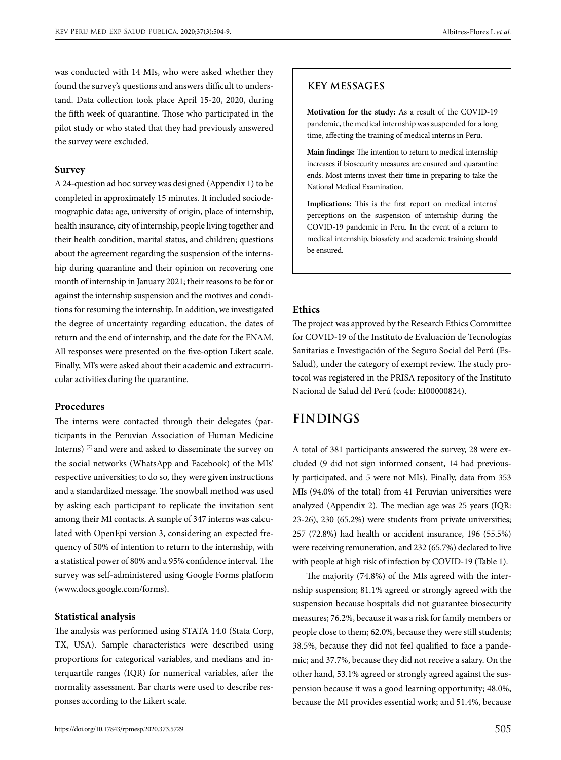was conducted with 14 MIs, who were asked whether they found the survey's questions and answers difficult to understand. Data collection took place April 15-20, 2020, during the fifth week of quarantine. Those who participated in the pilot study or who stated that they had previously answered the survey were excluded.

### Survey

A 24-question ad hoc survey was designed (Appendix 1) to be completed in approximately 15 minutes. It included sociodemographic data: age, university of origin, place of internship, health insurance, city of internship, people living together and their health condition, marital status, and children; questions about the agreement regarding the suspension of the internship during quarantine and their opinion on recovering one month of internship in January 2021; their reasons to be for or against the internship suspension and the motives and conditions for resuming the internship. In addition, we investigated the degree of uncertainty regarding education, the dates of return and the end of internship, and the date for the ENAM. All responses were presented on the five-option Likert scale. Finally, MI's were asked about their academic and extracurricular activities during the quarantine.

### Procedures

The interns were contacted through their delegates (participants in the Peruvian Association of Human Medicine Interns) [7] and were and asked to disseminate the survey on the social networks (WhatsApp and Facebook) of the MIs' respective universities; to do so, they were given instructions and a standardized message. The snowball method was used by asking each participant to replicate the invitation sent among their MI contacts. A sample of 347 interns was calculated with OpenEpi version 3, considering an expected frequency of 50% of intention to return to the internship, with a statistical power of 80% and a 95% confidence interval. The survey was self-administered using Google Forms platform (www.docs.google.com/forms).

### Statistical analysis

The analysis was performed using STATA 14.0 (Stata Corp, TX, USA). Sample characteristics were described using proportions for categorical variables, and medians and interquartile ranges (IQR) for numerical variables, after the normality assessment. Bar charts were used to describe responses according to the Likert scale.

> **KEY MESSAGES**
>
> **Motivation for the study:** As a result of the COVID-19 pandemic, the medical internship was suspended for a long time, affecting the training of medical interns in Peru.
>
> **Main findings:** The intention to return to medical internship increases if biosecurity measures are ensured and quarantine ends. Most interns invest their time in preparing to take the National Medical Examination.
>
> **Implications:** This is the first report on medical interns' perceptions on the suspension of internship during the COVID-19 pandemic in Peru. In the event of a return to medical internship, biosafety and academic training should be ensured.

### Ethics

The project was approved by the Research Ethics Committee for COVID-19 of the Instituto de Evaluación de Tecnologías Sanitarias e Investigación of the Seguro Social del Perú (EsSalud), under the category of exempt review. The study protocol was registered in the PRISA repository of the Instituto Nacional de Salud del Perú (code: EI00000824).

## FINDINGS

A total of 381 participants answered the survey, 28 were excluded (9 did not sign informed consent, 14 had previously participated, and 5 were not MIs). Finally, data from 353 MIs (94.0% of the total) from 41 Peruvian universities were analyzed (Appendix 2). The median age was 25 years (IQR: 23-26), 230 (65.2%) were students from private universities; 257 (72.8%) had health or accident insurance, 196 (55.5%) were receiving remuneration, and 232 (65.7%) declared to live with people at high risk of infection by COVID-19 (Table 1).

The majority (74.8%) of the MIs agreed with the internship suspension; 81.1% agreed or strongly agreed with the suspension because hospitals did not guarantee biosecurity measures; 76.2%, because it was a risk for family members or people close to them; 62.0%, because they were still students; 38.5%, because they did not feel qualified to face a pandemic; and 37.7%, because they did not receive a salary. On the other hand, 53.1% agreed or strongly agreed against the suspension because it was a good learning opportunity; 48.0%, because the MI provides essential work; and 51.4%, because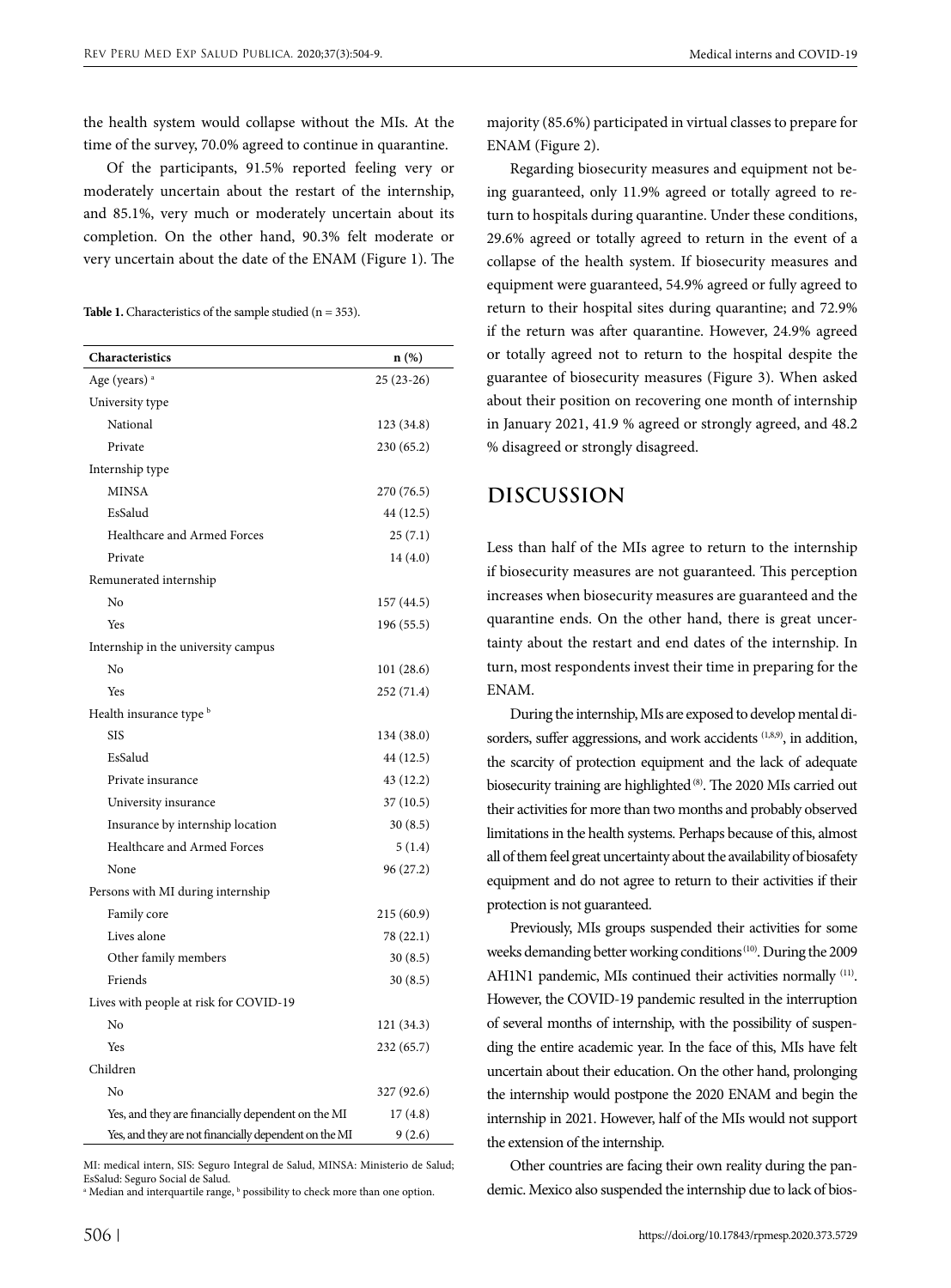the health system would collapse without the MIs. At the time of the survey, 70.0% agreed to continue in quarantine.

Of the participants, 91.5% reported feeling very or moderately uncertain about the restart of the internship, and 85.1%, very much or moderately uncertain about its completion. On the other hand, 90.3% felt moderate or very uncertain about the date of the ENAM (Figure 1). The majority (85.6%) participated in virtual classes to prepare for ENAM (Figure 2).

**Table 1.** Characteristics of the sample studied (n = 353).

| Characteristics | n (%) |
|---|---|
| Age (years) [a] | 25 (23-26) |
| University type | |
| National | 123 (34.8) |
| Private | 230 (65.2) |
| Internship type | |
| MINSA | 270 (76.5) |
| EsSalud | 44 (12.5) |
| Healthcare and Armed Forces | 25 (7.1) |
| Private | 14 (4.0) |
| Remunerated internship | |
| No | 157 (44.5) |
| Yes | 196 (55.5) |
| Internship in the university campus | |
| No | 101 (28.6) |
| Yes | 252 (71.4) |
| Health insurance type [b] | |
| SIS | 134 (38.0) |
| EsSalud | 44 (12.5) |
| Private insurance | 43 (12.2) |
| University insurance | 37 (10.5) |
| Insurance by internship location | 30 (8.5) |
| Healthcare and Armed Forces | 5 (1.4) |
| None | 96 (27.2) |
| Persons with MI during internship | |
| Family core | 215 (60.9) |
| Lives alone | 78 (22.1) |
| Other family members | 30 (8.5) |
| Friends | 30 (8.5) |
| Lives with people at risk for COVID-19 | |
| No | 121 (34.3) |
| Yes | 232 (65.7) |
| Children | |
| No | 327 (92.6) |
| Yes, and they are financially dependent on the MI | 17 (4.8) |
| Yes, and they are not financially dependent on the MI | 9 (2.6) |

MI: medical intern, SIS: Seguro Integral de Salud, MINSA: Ministerio de Salud; EsSalud: Seguro Social de Salud.
[a] Median and interquartile range, [b] possibility to check more than one option.

Regarding biosecurity measures and equipment not being guaranteed, only 11.9% agreed or totally agreed to return to hospitals during quarantine. Under these conditions, 29.6% agreed or totally agreed to return in the event of a collapse of the health system. If biosecurity measures and equipment were guaranteed, 54.9% agreed or fully agreed to return to their hospital sites during quarantine; and 72.9% if the return was after quarantine. However, 24.9% agreed or totally agreed not to return to the hospital despite the guarantee of biosecurity measures (Figure 3). When asked about their position on recovering one month of internship in January 2021, 41.9 % agreed or strongly agreed, and 48.2 % disagreed or strongly disagreed.

## DISCUSSION

Less than half of the MIs agree to return to the internship if biosecurity measures are not guaranteed. This perception increases when biosecurity measures are guaranteed and the quarantine ends. On the other hand, there is great uncertainty about the restart and end dates of the internship. In turn, most respondents invest their time in preparing for the ENAM.

During the internship, MIs are exposed to develop mental disorders, suffer aggressions, and work accidents [1,8,9], in addition, the scarcity of protection equipment and the lack of adequate biosecurity training are highlighted [8]. The 2020 MIs carried out their activities for more than two months and probably observed limitations in the health systems. Perhaps because of this, almost all of them feel great uncertainty about the availability of biosafety equipment and do not agree to return to their activities if their protection is not guaranteed.

Previously, MIs groups suspended their activities for some weeks demanding better working conditions [10]. During the 2009 AH1N1 pandemic, MIs continued their activities normally [11]. However, the COVID-19 pandemic resulted in the interruption of several months of internship, with the possibility of suspending the entire academic year. In the face of this, MIs have felt uncertain about their education. On the other hand, prolonging the internship would postpone the 2020 ENAM and begin the internship in 2021. However, half of the MIs would not support the extension of the internship.

Other countries are facing their own reality during the pandemic. Mexico also suspended the internship due to lack of bios-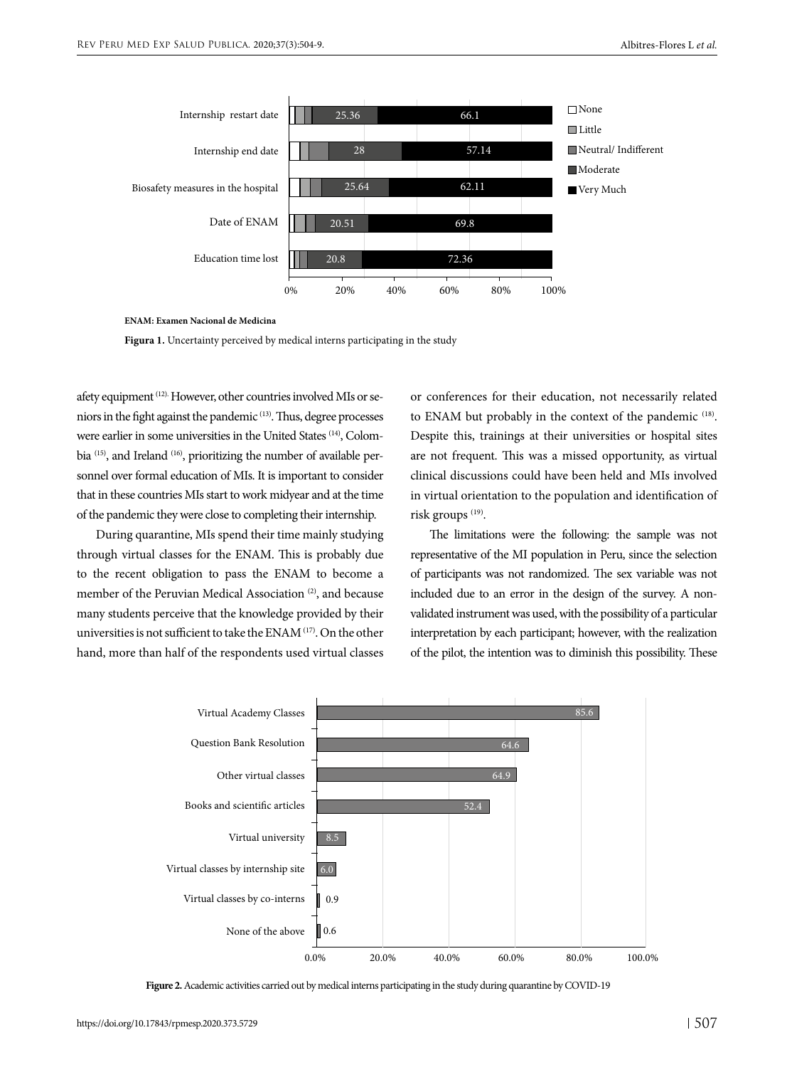ENAM: Examen Nacional de Medicina

**Figura 1.** Uncertainty perceived by medical interns participating in the study

afety equipment [12]. However, other countries involved MIs or seniors in the fight against the pandemic [13]. Thus, degree processes were earlier in some universities in the United States [14], Colombia [15], and Ireland [16], prioritizing the number of available personnel over formal education of MIs. It is important to consider that in these countries MIs start to work midyear and at the time of the pandemic they were close to completing their internship.

During quarantine, MIs spend their time mainly studying through virtual classes for the ENAM. This is probably due to the recent obligation to pass the ENAM to become a member of the Peruvian Medical Association [2], and because many students perceive that the knowledge provided by their universities is not sufficient to take the ENAM [17]. On the other hand, more than half of the respondents used virtual classes or conferences for their education, not necessarily related to ENAM but probably in the context of the pandemic [18]. Despite this, trainings at their universities or hospital sites are not frequent. This was a missed opportunity, as virtual clinical discussions could have been held and MIs involved in virtual orientation to the population and identification of risk groups [19].

The limitations were the following: the sample was not representative of the MI population in Peru, since the selection of participants was not randomized. The sex variable was not included due to an error in the design of the survey. A non-validated instrument was used, with the possibility of a particular interpretation by each participant; however, with the realization of the pilot, the intention was to diminish this possibility. These

**Figure 2.** Academic activities carried out by medical interns participating in the study during quarantine by COVID-19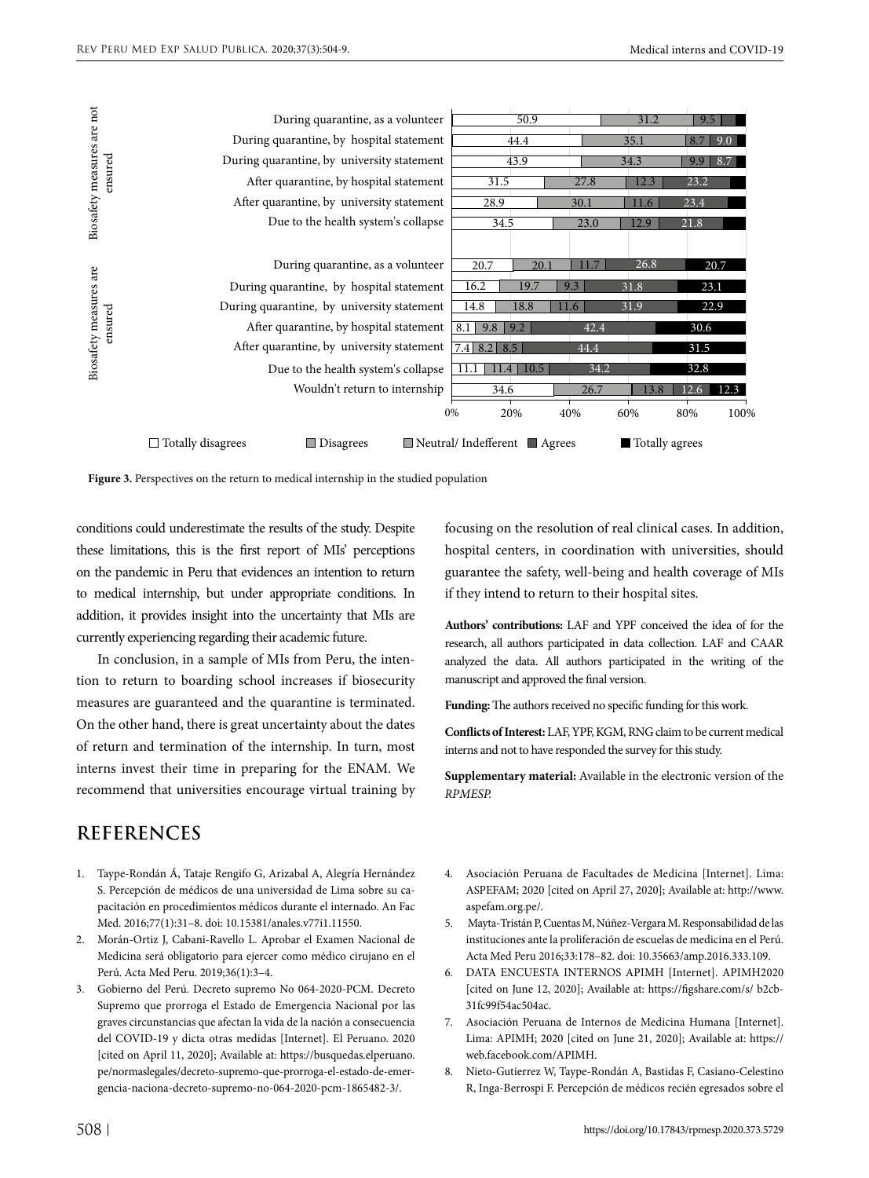| | | Totally disagrees | Disagrees | Neutral/ Indefferent | Agrees | Totally agrees |
|---|---|---|---|---|---|---|
| Biosafety measures are not ensured | During quarantine, as a volunteer | 50.9 | 31.2 | 9.5 | | |
| | During quarantine, by hospital statement | 44.4 | 35.1 | 8.7 | 9.0 | |
| | During quarantine, by university statement | 43.9 | 34.3 | 9.9 | 8.7 | |
| | After quarantine, by hospital statement | 31.5 | 27.8 | 12.3 | 23.2 | |
| | After quarantine, by university statement | 28.9 | 30.1 | 11.6 | 23.4 | |
| | Due to the health system's collapse | 34.5 | 23.0 | 12.9 | 21.8 | |
| Biosafety measures are ensured | During quarantine, as a volunteer | 20.7 | 20.1 | 11.7 | 26.8 | 20.7 |
| | During quarantine, by hospital statement | 16.2 | 19.7 | 9.3 | 31.8 | 23.1 |
| | During quarantine, by university statement | 14.8 | 18.8 | 11.6 | 31.9 | 22.9 |
| | After quarantine, by hospital statement | 8.1 | 9.8 | 9.2 | 42.4 | 30.6 |
| | After quarantine, by university statement | 7.4 | 8.2 | 8.5 | 44.4 | 31.5 |
| | Due to the health system's collapse | 11.1 | 11.4 | 10.5 | 34.2 | 32.8 |
| | Wouldn't return to internship | 34.6 | 26.7 | 13.8 | 12.6 | 12.3 |

**Figure 3.** Perspectives on the return to medical internship in the studied population

conditions could underestimate the results of the study. Despite these limitations, this is the first report of MIs' perceptions on the pandemic in Peru that evidences an intention to return to medical internship, but under appropriate conditions. In addition, it provides insight into the uncertainty that MIs are currently experiencing regarding their academic future.

In conclusion, in a sample of MIs from Peru, the intention to return to boarding school increases if biosecurity measures are guaranteed and the quarantine is terminated. On the other hand, there is great uncertainty about the dates of return and termination of the internship. In turn, most interns invest their time in preparing for the ENAM. We recommend that universities encourage virtual training by focusing on the resolution of real clinical cases. In addition, hospital centers, in coordination with universities, should guarantee the safety, well-being and health coverage of MIs if they intend to return to their hospital sites.

**Authors' contributions:** LAF and YPF conceived the idea of for the research, all authors participated in data collection. LAF and CAAR analyzed the data. All authors participated in the writing of the manuscript and approved the final version.

**Funding:** The authors received no specific funding for this work.

**Conflicts of Interest:** LAF, YPF, KGM, RNG claim to be current medical interns and not to have responded the survey for this study.

**Supplementary material:** Available in the electronic version of the *RPMESP.*

## REFERENCES

1. Taype-Rondán Á, Tataje Rengifo G, Arizabal A, Alegría Hernández S. Percepción de médicos de una universidad de Lima sobre su capacitación en procedimientos médicos durante el internado. An Fac Med. 2016;77(1):31–8. doi: 10.15381/anales.v77i1.11550.
2. Morán-Ortiz J, Cabani-Ravello L. Aprobar el Examen Nacional de Medicina será obligatorio para ejercer como médico cirujano en el Perú. Acta Med Peru. 2019;36(1):3–4.
3. Gobierno del Perú. Decreto supremo No 064-2020-PCM. Decreto Supremo que prorroga el Estado de Emergencia Nacional por las graves circunstancias que afectan la vida de la nación a consecuencia del COVID-19 y dicta otras medidas [Internet]. El Peruano. 2020 [cited on April 11, 2020]; Available at: https://busquedas.elperuano.pe/normaslegales/decreto-supremo-que-prorroga-el-estado-de-emergencia-naciona-decreto-supremo-no-064-2020-pcm-1865482-3/.
4. Asociación Peruana de Facultades de Medicina [Internet]. Lima: ASPEFAM; 2020 [cited on April 27, 2020]; Available at: http://www.aspefam.org.pe/.
5. Mayta-Tristán P, Cuentas M, Núñez-Vergara M. Responsabilidad de las instituciones ante la proliferación de escuelas de medicina en el Perú. Acta Med Peru 2016;33:178–82. doi: 10.35663/amp.2016.333.109.
6. DATA ENCUESTA INTERNOS APIMH [Internet]. APIMH2020 [cited on June 12, 2020]; Available at: https://figshare.com/s/ b2cb-31fc99f54ac504ac.
7. Asociación Peruana de Internos de Medicina Humana [Internet]. Lima: APIMH; 2020 [cited on June 21, 2020]; Available at: https://web.facebook.com/APIMH.
8. Nieto-Gutierrez W, Taype-Rondán A, Bastidas F, Casiano-Celestino R, Inga-Berrospi F. Percepción de médicos recién egresados sobre el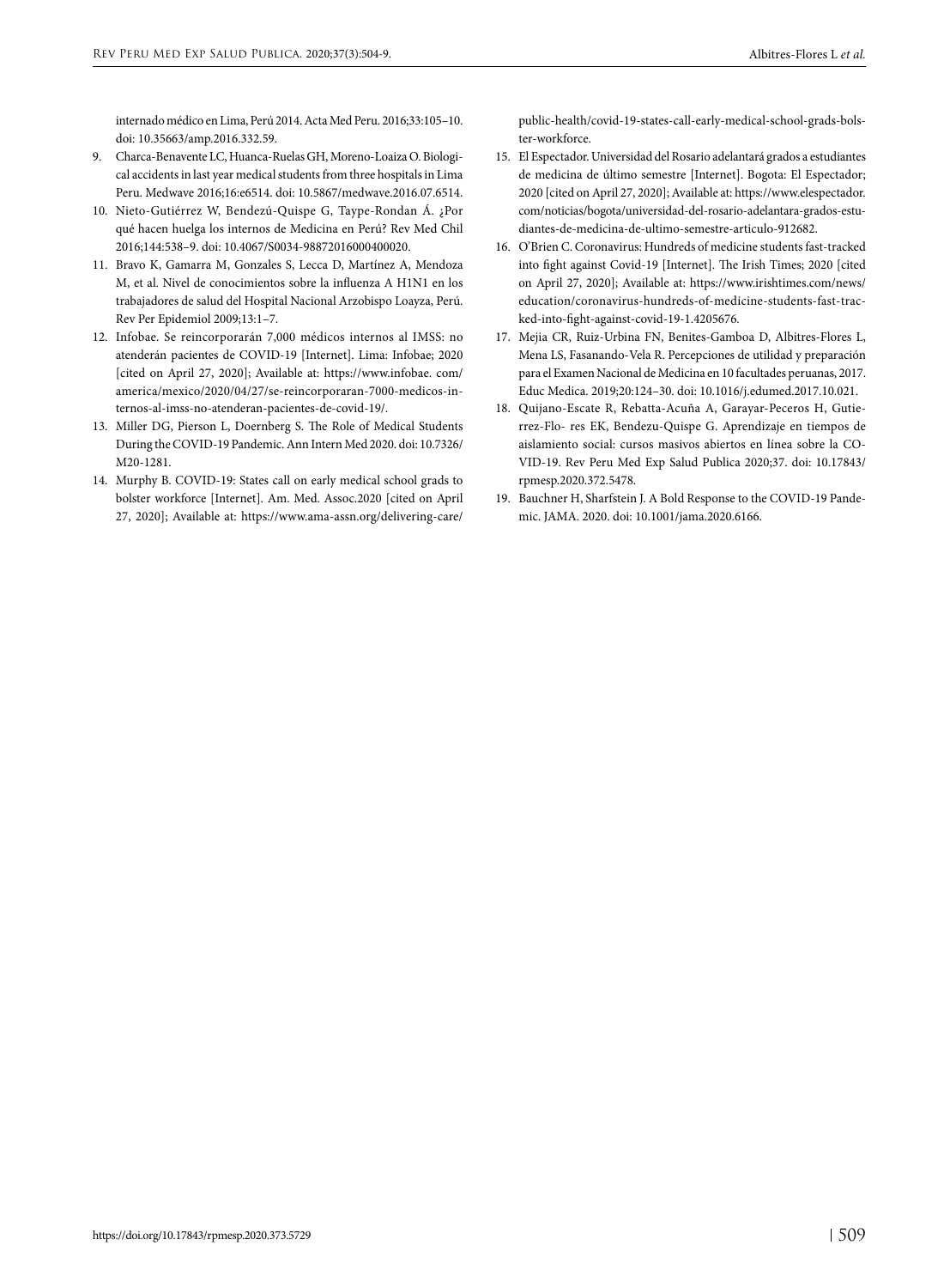internado médico en Lima, Perú 2014. Acta Med Peru. 2016;33:105–10. doi: 10.35663/amp.2016.332.59.

9. Charca-Benavente LC, Huanca-Ruelas GH, Moreno-Loaiza O. Biological accidents in last year medical students from three hospitals in Lima Peru. Medwave 2016;16:e6514. doi: 10.5867/medwave.2016.07.6514.
10. Nieto-Gutiérrez W, Bendezú-Quispe G, Taype-Rondan Á. ¿Por qué hacen huelga los internos de Medicina en Perú? Rev Med Chil 2016;144:538–9. doi: 10.4067/S0034-98872016000400020.
11. Bravo K, Gamarra M, Gonzales S, Lecca D, Martínez A, Mendoza M, et al. Nivel de conocimientos sobre la influenza A H1N1 en los trabajadores de salud del Hospital Nacional Arzobispo Loayza, Perú. Rev Per Epidemiol 2009;13:1–7.
12. Infobae. Se reincorporarán 7,000 médicos internos al IMSS: no atenderán pacientes de COVID-19 [Internet]. Lima: Infobae; 2020 [cited on April 27, 2020]; Available at: https://www.infobae.com/america/mexico/2020/04/27/se-reincorporaran-7000-medicos-internos-al-imss-no-atenderan-pacientes-de-covid-19/.
13. Miller DG, Pierson L, Doernberg S. The Role of Medical Students During the COVID-19 Pandemic. Ann Intern Med 2020. doi: 10.7326/M20-1281.
14. Murphy B. COVID-19: States call on early medical school grads to bolster workforce [Internet]. Am. Med. Assoc.2020 [cited on April 27, 2020]; Available at: https://www.ama-assn.org/delivering-care/public-health/covid-19-states-call-early-medical-school-grads-bolster-workforce.
15. El Espectador. Universidad del Rosario adelantará grados a estudiantes de medicina de último semestre [Internet]. Bogota: El Espectador; 2020 [cited on April 27, 2020]; Available at: https://www.elespectador.com/noticias/bogota/universidad-del-rosario-adelantara-grados-estudiantes-de-medicina-de-ultimo-semestre-articulo-912682.
16. O'Brien C. Coronavirus: Hundreds of medicine students fast-tracked into fight against Covid-19 [Internet]. The Irish Times; 2020 [cited on April 27, 2020]; Available at: https://www.irishtimes.com/news/education/coronavirus-hundreds-of-medicine-students-fast-tracked-into-fight-against-covid-19-1.4205676.
17. Mejia CR, Ruiz-Urbina FN, Benites-Gamboa D, Albitres-Flores L, Mena LS, Fasanando-Vela R. Percepciones de utilidad y preparación para el Examen Nacional de Medicina en 10 facultades peruanas, 2017. Educ Medica. 2019;20:124–30. doi: 10.1016/j.edumed.2017.10.021.
18. Quijano-Escate R, Rebatta-Acuña A, Garayar-Peceros H, Gutierrez-Flo- res EK, Bendezu-Quispe G. Aprendizaje en tiempos de aislamiento social: cursos masivos abiertos en línea sobre la COVID-19. Rev Peru Med Exp Salud Publica 2020;37. doi: 10.17843/rpmesp.2020.372.5478.
19. Bauchner H, Sharfstein J. A Bold Response to the COVID-19 Pandemic. JAMA. 2020. doi: 10.1001/jama.2020.6166.